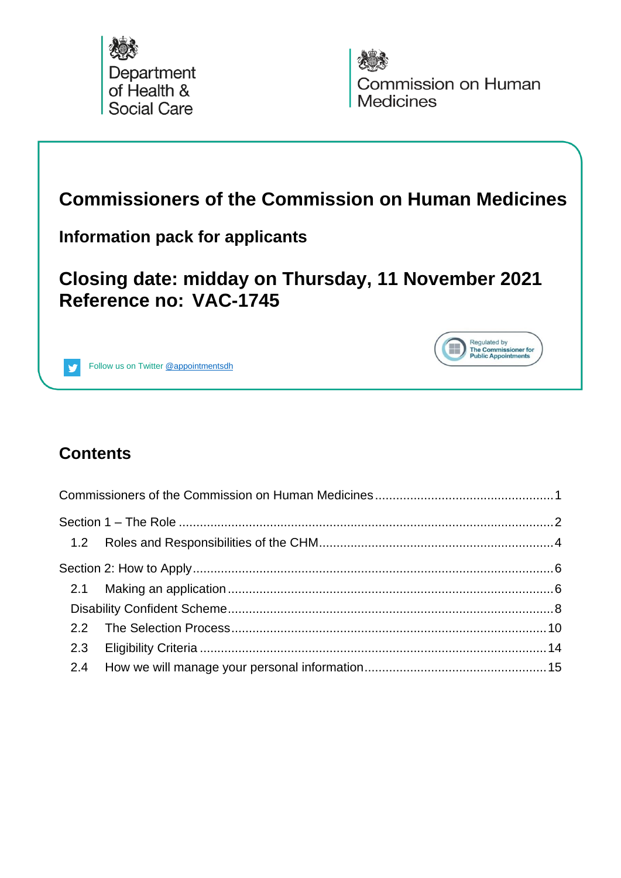Department of Health & Social Care

Commission on Human Medicines

# Commissioners of the Commission on Human Medicines

## Information pack for applicants

## Closing date: midday on Thursday, 11 November 2021
## Reference no: VAC-1745

Follow us on Twitter @appointmentsdh

Regulated by The Commissioner for Public Appointments

## Contents

Commissioners of the Commission on Human Medicines .......... 1

Section 1 – The Role .......... 2

- 1.2 Roles and Responsibilities of the CHM .......... 4

Section 2: How to Apply .......... 6

- 2.1 Making an application .......... 6
- Disability Confident Scheme .......... 8
- 2.2 The Selection Process .......... 10
- 2.3 Eligibility Criteria .......... 14
- 2.4 How we will manage your personal information .......... 15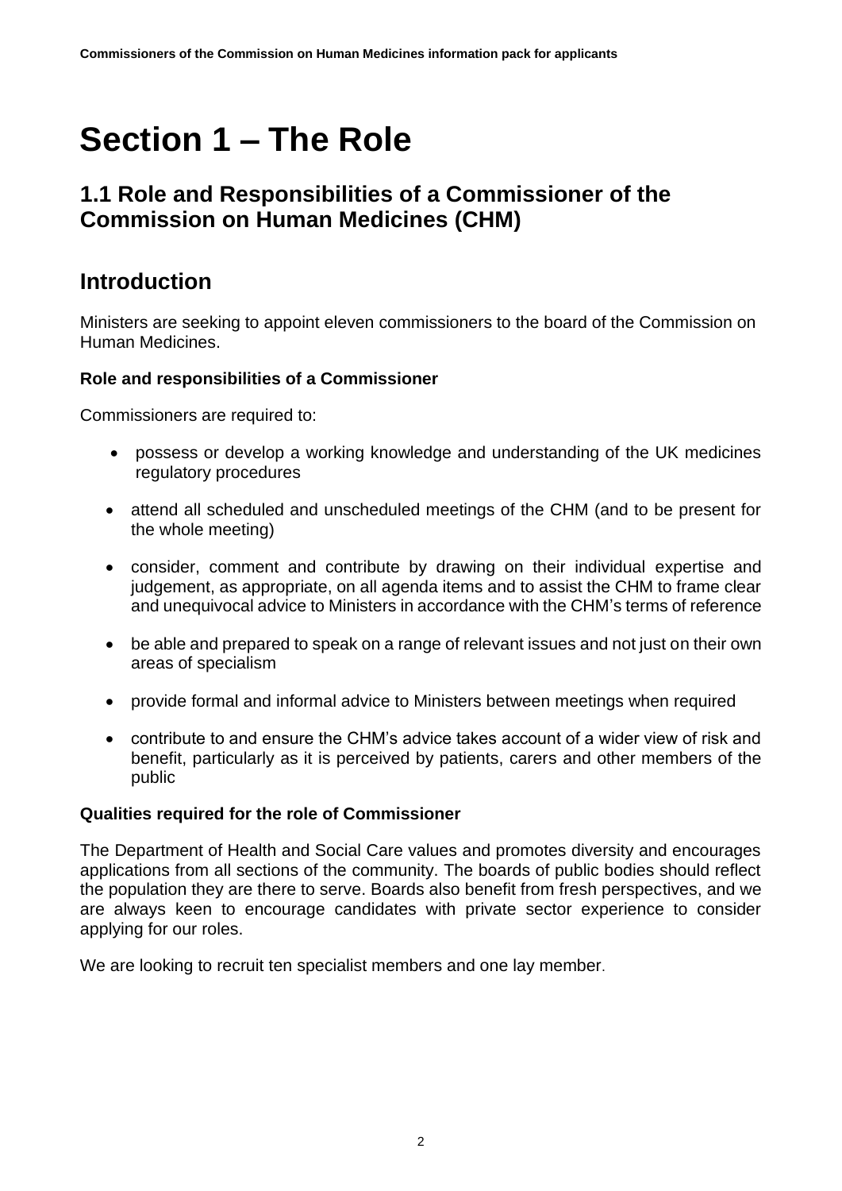# Section 1 – The Role

## 1.1 Role and Responsibilities of a Commissioner of the Commission on Human Medicines (CHM)

## Introduction

Ministers are seeking to appoint eleven commissioners to the board of the Commission on Human Medicines.

**Role and responsibilities of a Commissioner**

Commissioners are required to:

- possess or develop a working knowledge and understanding of the UK medicines regulatory procedures
- attend all scheduled and unscheduled meetings of the CHM (and to be present for the whole meeting)
- consider, comment and contribute by drawing on their individual expertise and judgement, as appropriate, on all agenda items and to assist the CHM to frame clear and unequivocal advice to Ministers in accordance with the CHM's terms of reference
- be able and prepared to speak on a range of relevant issues and not just on their own areas of specialism
- provide formal and informal advice to Ministers between meetings when required
- contribute to and ensure the CHM's advice takes account of a wider view of risk and benefit, particularly as it is perceived by patients, carers and other members of the public

**Qualities required for the role of Commissioner**

The Department of Health and Social Care values and promotes diversity and encourages applications from all sections of the community. The boards of public bodies should reflect the population they are there to serve. Boards also benefit from fresh perspectives, and we are always keen to encourage candidates with private sector experience to consider applying for our roles.

We are looking to recruit ten specialist members and one lay member.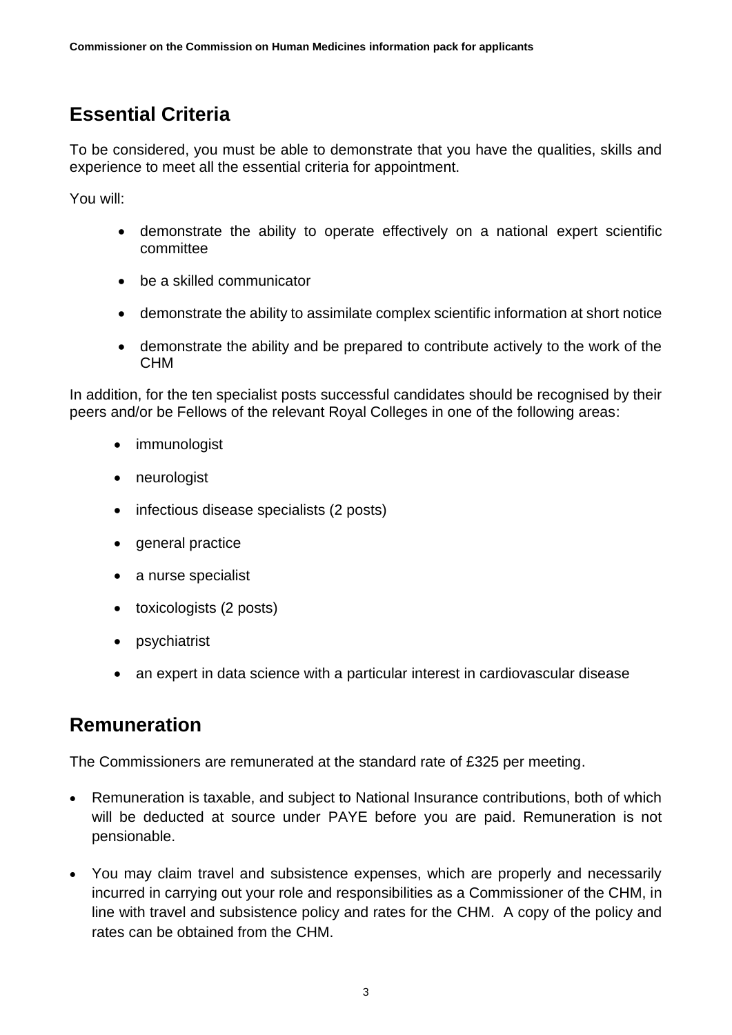## Essential Criteria

To be considered, you must be able to demonstrate that you have the qualities, skills and experience to meet all the essential criteria for appointment.

You will:

- demonstrate the ability to operate effectively on a national expert scientific committee
- be a skilled communicator
- demonstrate the ability to assimilate complex scientific information at short notice
- demonstrate the ability and be prepared to contribute actively to the work of the CHM

In addition, for the ten specialist posts successful candidates should be recognised by their peers and/or be Fellows of the relevant Royal Colleges in one of the following areas:

- immunologist
- neurologist
- infectious disease specialists (2 posts)
- general practice
- a nurse specialist
- toxicologists (2 posts)
- psychiatrist
- an expert in data science with a particular interest in cardiovascular disease

## Remuneration

The Commissioners are remunerated at the standard rate of £325 per meeting.

- Remuneration is taxable, and subject to National Insurance contributions, both of which will be deducted at source under PAYE before you are paid. Remuneration is not pensionable.
- You may claim travel and subsistence expenses, which are properly and necessarily incurred in carrying out your role and responsibilities as a Commissioner of the CHM, in line with travel and subsistence policy and rates for the CHM. A copy of the policy and rates can be obtained from the CHM.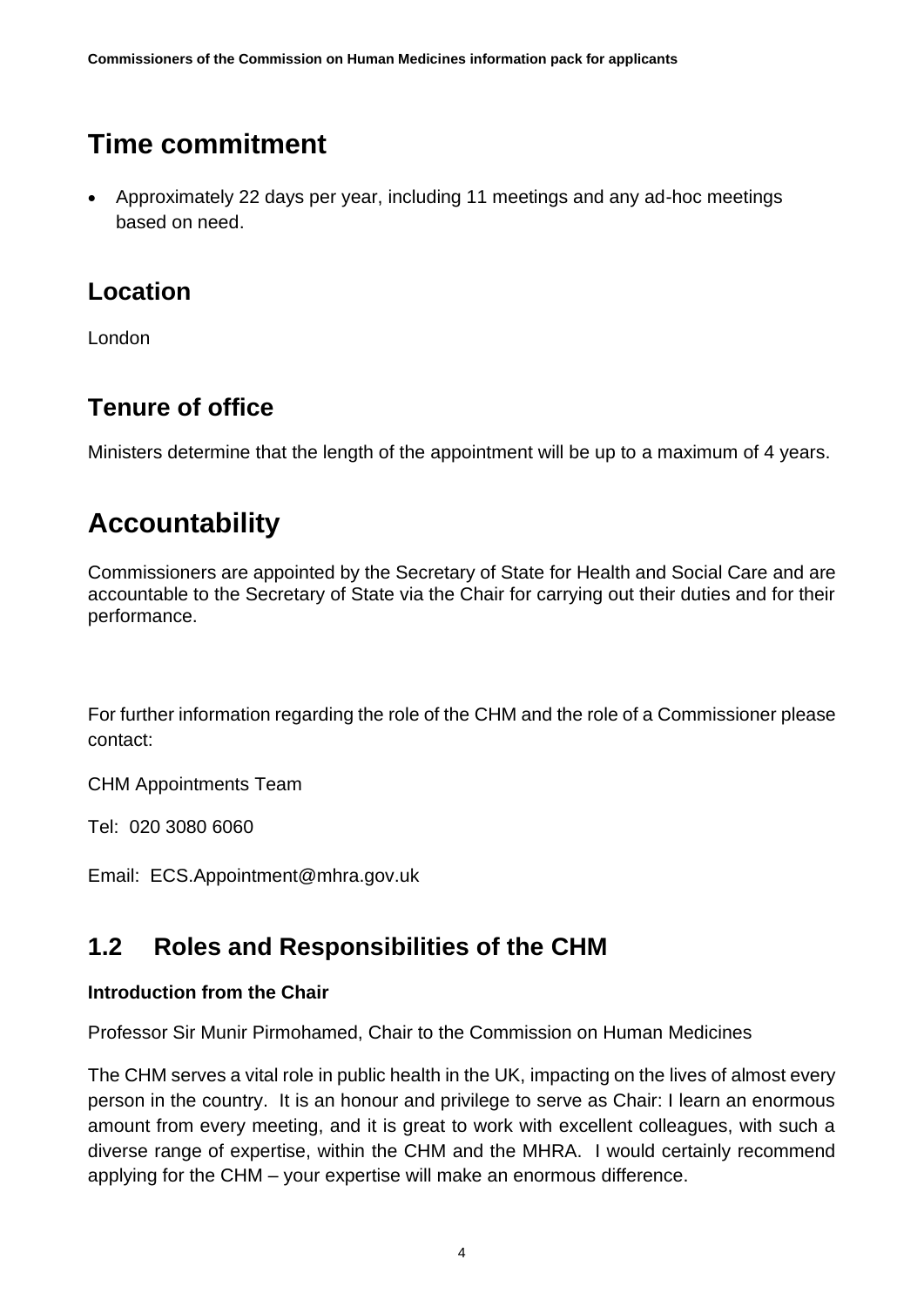# Time commitment

- Approximately 22 days per year, including 11 meetings and any ad-hoc meetings based on need.

## Location

London

## Tenure of office

Ministers determine that the length of the appointment will be up to a maximum of 4 years.

# Accountability

Commissioners are appointed by the Secretary of State for Health and Social Care and are accountable to the Secretary of State via the Chair for carrying out their duties and for their performance.

For further information regarding the role of the CHM and the role of a Commissioner please contact:

CHM Appointments Team

Tel: 020 3080 6060

Email: ECS.Appointment@mhra.gov.uk

## 1.2 Roles and Responsibilities of the CHM

**Introduction from the Chair**

Professor Sir Munir Pirmohamed, Chair to the Commission on Human Medicines

The CHM serves a vital role in public health in the UK, impacting on the lives of almost every person in the country. It is an honour and privilege to serve as Chair: I learn an enormous amount from every meeting, and it is great to work with excellent colleagues, with such a diverse range of expertise, within the CHM and the MHRA. I would certainly recommend applying for the CHM – your expertise will make an enormous difference.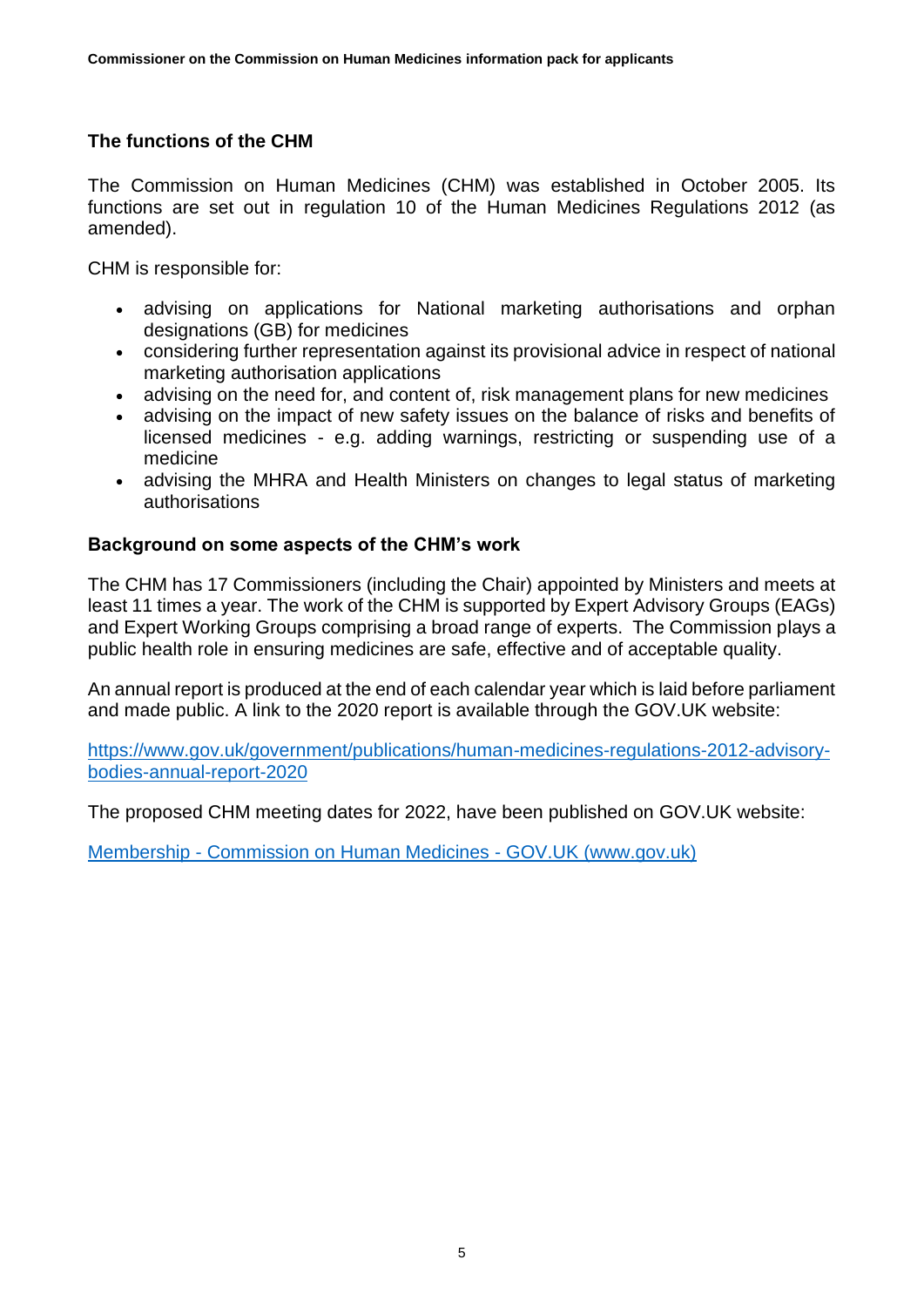## The functions of the CHM

The Commission on Human Medicines (CHM) was established in October 2005. Its functions are set out in regulation 10 of the Human Medicines Regulations 2012 (as amended).

CHM is responsible for:

- advising on applications for National marketing authorisations and orphan designations (GB) for medicines
- considering further representation against its provisional advice in respect of national marketing authorisation applications
- advising on the need for, and content of, risk management plans for new medicines
- advising on the impact of new safety issues on the balance of risks and benefits of licensed medicines - e.g. adding warnings, restricting or suspending use of a medicine
- advising the MHRA and Health Ministers on changes to legal status of marketing authorisations

## Background on some aspects of the CHM's work

The CHM has 17 Commissioners (including the Chair) appointed by Ministers and meets at least 11 times a year. The work of the CHM is supported by Expert Advisory Groups (EAGs) and Expert Working Groups comprising a broad range of experts. The Commission plays a public health role in ensuring medicines are safe, effective and of acceptable quality.

An annual report is produced at the end of each calendar year which is laid before parliament and made public. A link to the 2020 report is available through the GOV.UK website:

[https://www.gov.uk/government/publications/human-medicines-regulations-2012-advisory-bodies-annual-report-2020](https://www.gov.uk/government/publications/human-medicines-regulations-2012-advisory-bodies-annual-report-2020)

The proposed CHM meeting dates for 2022, have been published on GOV.UK website:

[Membership - Commission on Human Medicines - GOV.UK (www.gov.uk)](www.gov.uk)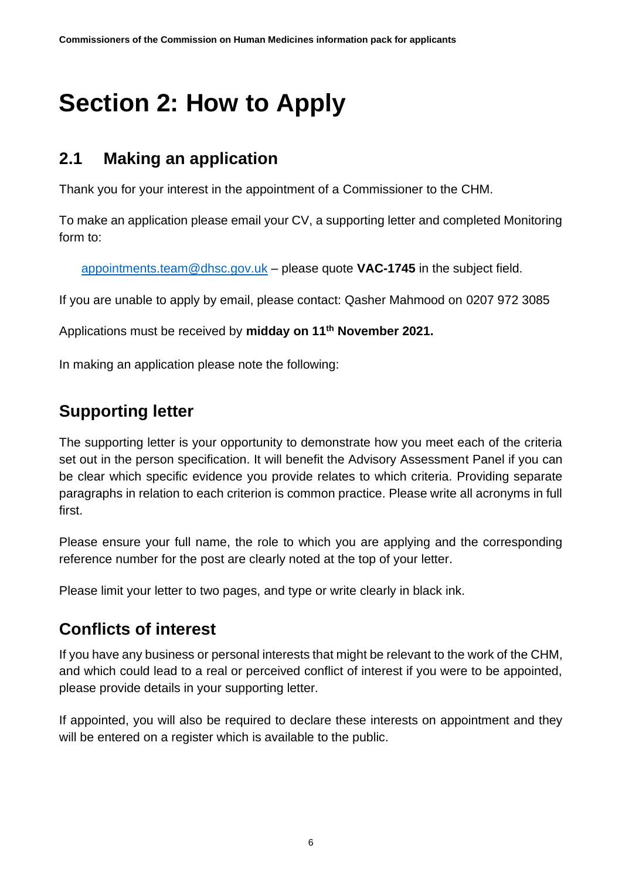# Section 2: How to Apply

## 2.1 Making an application

Thank you for your interest in the appointment of a Commissioner to the CHM.

To make an application please email your CV, a supporting letter and completed Monitoring form to:

appointments.team@dhsc.gov.uk – please quote **VAC-1745** in the subject field.

If you are unable to apply by email, please contact: Qasher Mahmood on 0207 972 3085

Applications must be received by **midday on 11th November 2021.**

In making an application please note the following:

## Supporting letter

The supporting letter is your opportunity to demonstrate how you meet each of the criteria set out in the person specification. It will benefit the Advisory Assessment Panel if you can be clear which specific evidence you provide relates to which criteria. Providing separate paragraphs in relation to each criterion is common practice. Please write all acronyms in full first.

Please ensure your full name, the role to which you are applying and the corresponding reference number for the post are clearly noted at the top of your letter.

Please limit your letter to two pages, and type or write clearly in black ink.

## Conflicts of interest

If you have any business or personal interests that might be relevant to the work of the CHM, and which could lead to a real or perceived conflict of interest if you were to be appointed, please provide details in your supporting letter.

If appointed, you will also be required to declare these interests on appointment and they will be entered on a register which is available to the public.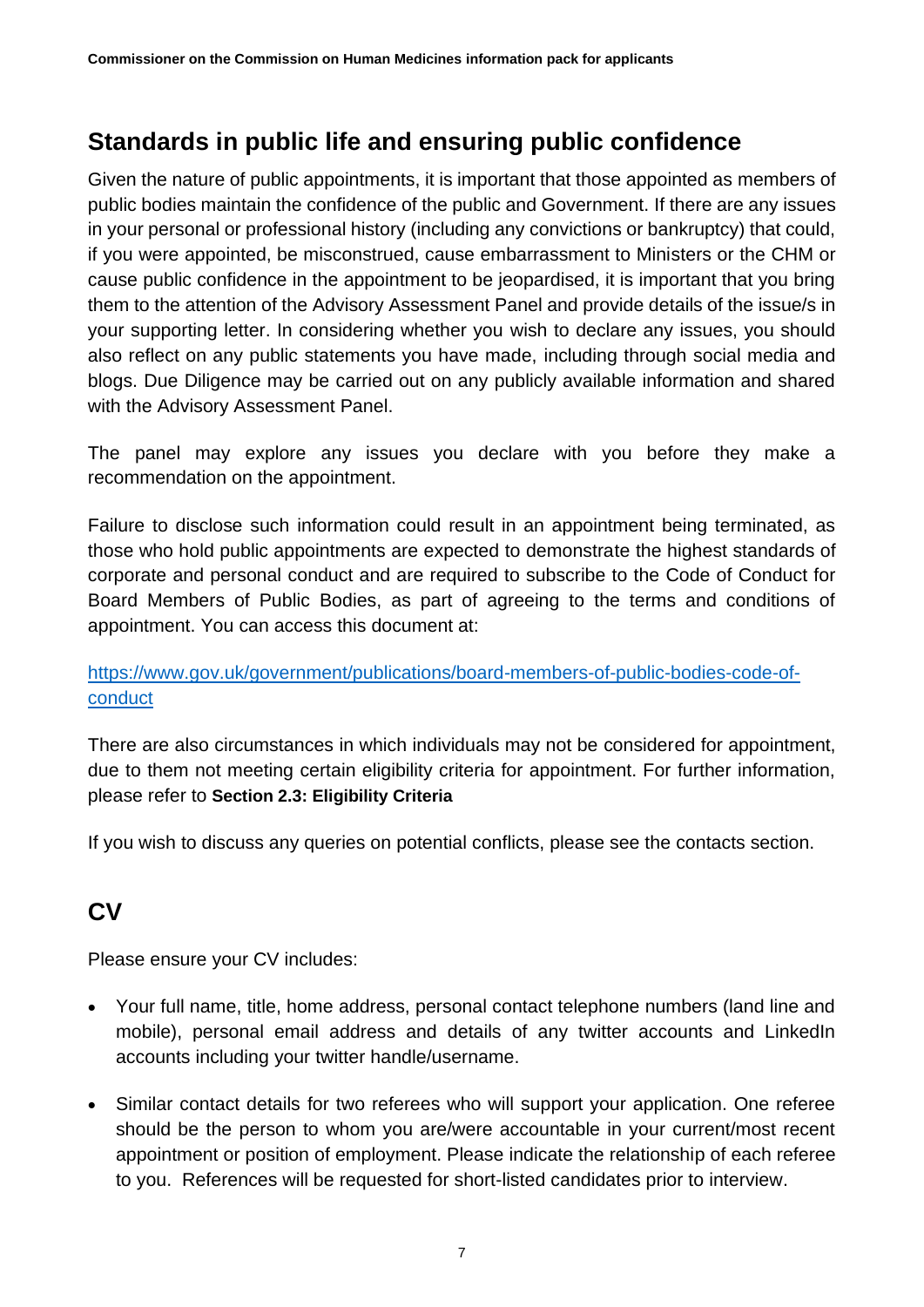## Standards in public life and ensuring public confidence

Given the nature of public appointments, it is important that those appointed as members of public bodies maintain the confidence of the public and Government. If there are any issues in your personal or professional history (including any convictions or bankruptcy) that could, if you were appointed, be misconstrued, cause embarrassment to Ministers or the CHM or cause public confidence in the appointment to be jeopardised, it is important that you bring them to the attention of the Advisory Assessment Panel and provide details of the issue/s in your supporting letter. In considering whether you wish to declare any issues, you should also reflect on any public statements you have made, including through social media and blogs. Due Diligence may be carried out on any publicly available information and shared with the Advisory Assessment Panel.

The panel may explore any issues you declare with you before they make a recommendation on the appointment.

Failure to disclose such information could result in an appointment being terminated, as those who hold public appointments are expected to demonstrate the highest standards of corporate and personal conduct and are required to subscribe to the Code of Conduct for Board Members of Public Bodies, as part of agreeing to the terms and conditions of appointment. You can access this document at:

[https://www.gov.uk/government/publications/board-members-of-public-bodies-code-of-conduct](https://www.gov.uk/government/publications/board-members-of-public-bodies-code-of-conduct)

There are also circumstances in which individuals may not be considered for appointment, due to them not meeting certain eligibility criteria for appointment. For further information, please refer to **Section 2.3: Eligibility Criteria**

If you wish to discuss any queries on potential conflicts, please see the contacts section.

## CV

Please ensure your CV includes:

- Your full name, title, home address, personal contact telephone numbers (land line and mobile), personal email address and details of any twitter accounts and LinkedIn accounts including your twitter handle/username.
- Similar contact details for two referees who will support your application. One referee should be the person to whom you are/were accountable in your current/most recent appointment or position of employment. Please indicate the relationship of each referee to you. References will be requested for short-listed candidates prior to interview.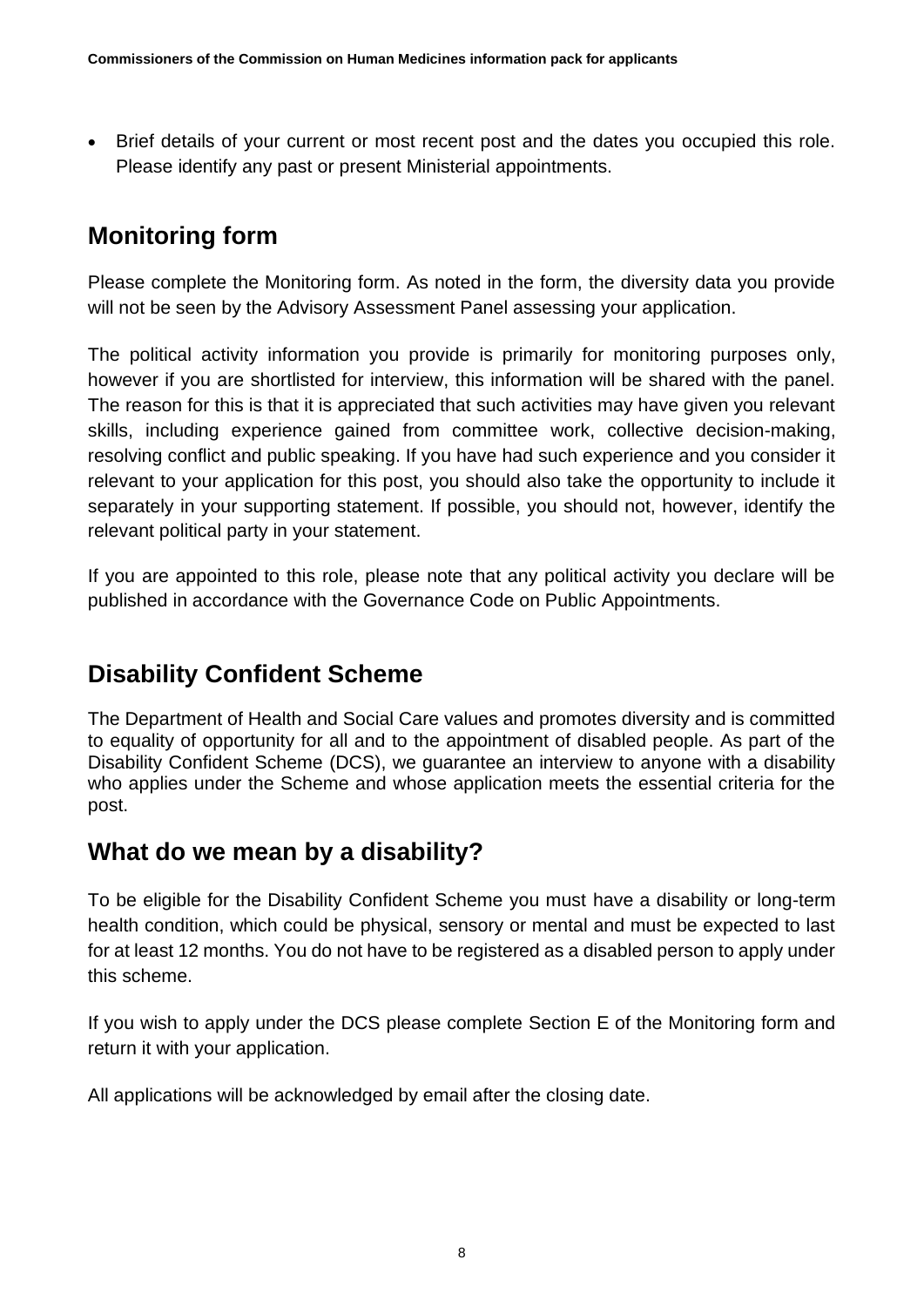- Brief details of your current or most recent post and the dates you occupied this role. Please identify any past or present Ministerial appointments.

## Monitoring form

Please complete the Monitoring form. As noted in the form, the diversity data you provide will not be seen by the Advisory Assessment Panel assessing your application.

The political activity information you provide is primarily for monitoring purposes only, however if you are shortlisted for interview, this information will be shared with the panel. The reason for this is that it is appreciated that such activities may have given you relevant skills, including experience gained from committee work, collective decision-making, resolving conflict and public speaking. If you have had such experience and you consider it relevant to your application for this post, you should also take the opportunity to include it separately in your supporting statement. If possible, you should not, however, identify the relevant political party in your statement.

If you are appointed to this role, please note that any political activity you declare will be published in accordance with the Governance Code on Public Appointments.

## Disability Confident Scheme

The Department of Health and Social Care values and promotes diversity and is committed to equality of opportunity for all and to the appointment of disabled people. As part of the Disability Confident Scheme (DCS), we guarantee an interview to anyone with a disability who applies under the Scheme and whose application meets the essential criteria for the post.

## What do we mean by a disability?

To be eligible for the Disability Confident Scheme you must have a disability or long-term health condition, which could be physical, sensory or mental and must be expected to last for at least 12 months. You do not have to be registered as a disabled person to apply under this scheme.

If you wish to apply under the DCS please complete Section E of the Monitoring form and return it with your application.

All applications will be acknowledged by email after the closing date.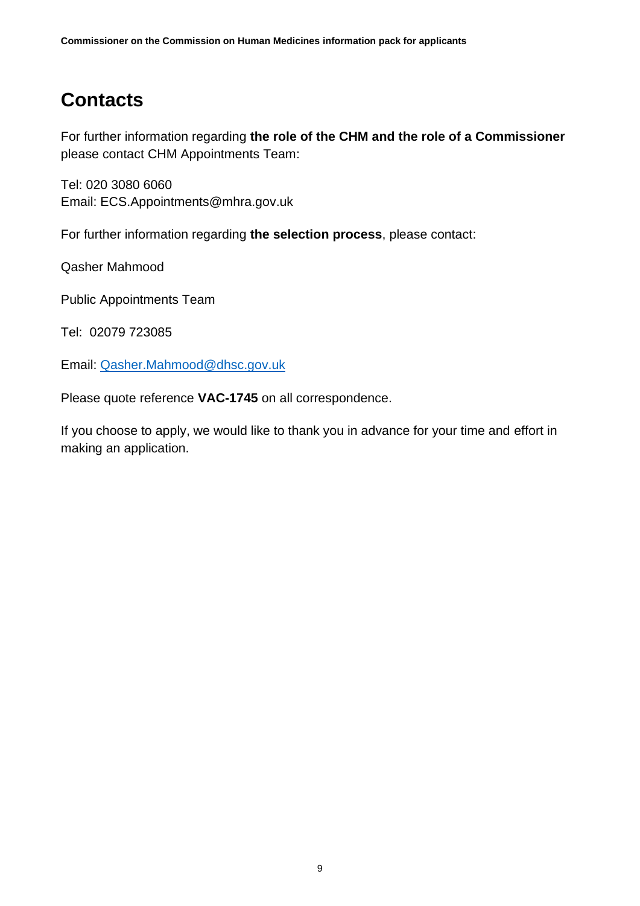## Contacts

For further information regarding **the role of the CHM and the role of a Commissioner** please contact CHM Appointments Team:

Tel: 020 3080 6060
Email: ECS.Appointments@mhra.gov.uk

For further information regarding **the selection process**, please contact:

Qasher Mahmood

Public Appointments Team

Tel: 02079 723085

Email: Qasher.Mahmood@dhsc.gov.uk

Please quote reference **VAC-1745** on all correspondence.

If you choose to apply, we would like to thank you in advance for your time and effort in making an application.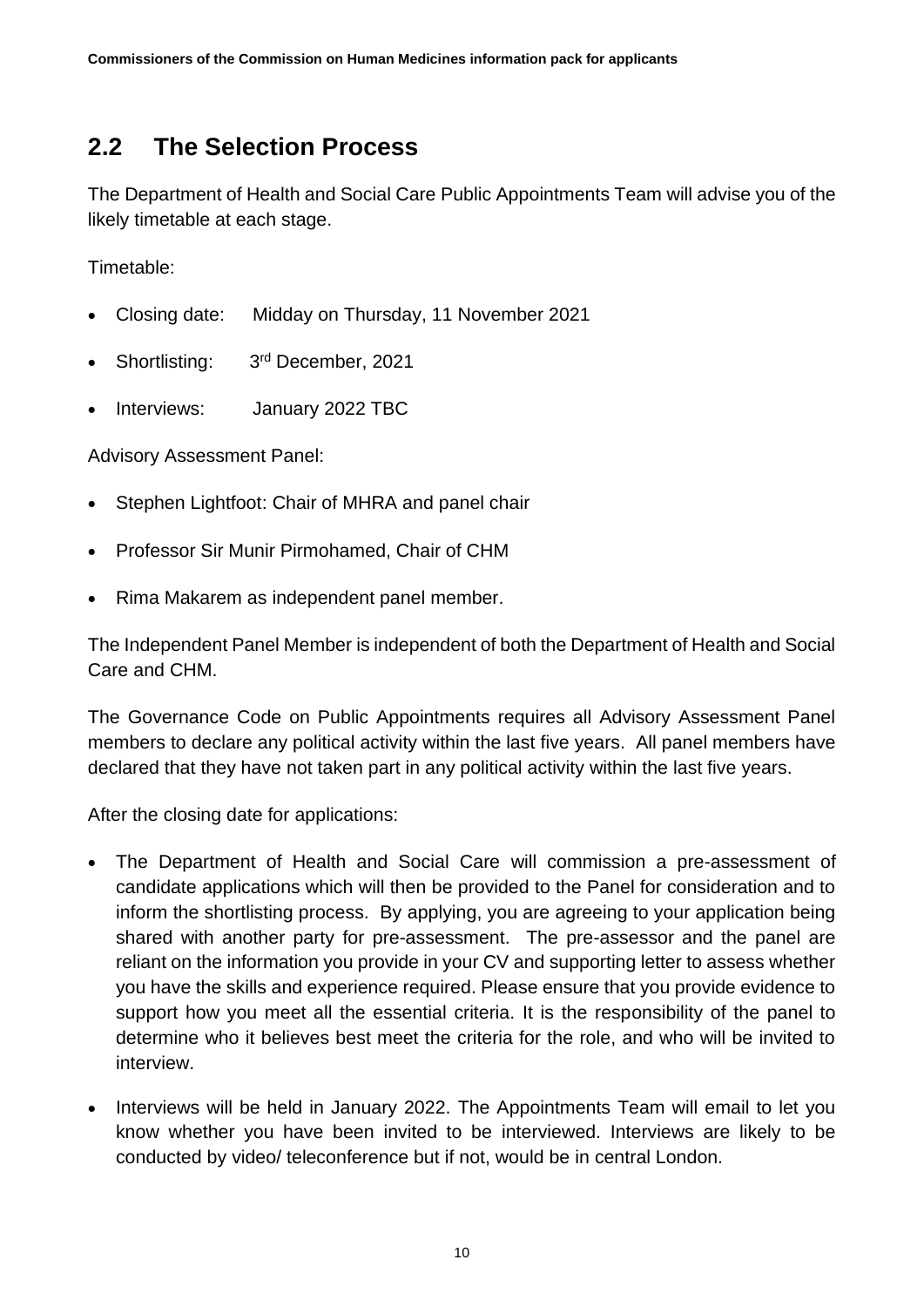## 2.2 The Selection Process

The Department of Health and Social Care Public Appointments Team will advise you of the likely timetable at each stage.

Timetable:

- Closing date: Midday on Thursday, 11 November 2021
- Shortlisting: 3rd December, 2021
- Interviews: January 2022 TBC

Advisory Assessment Panel:

- Stephen Lightfoot: Chair of MHRA and panel chair
- Professor Sir Munir Pirmohamed, Chair of CHM
- Rima Makarem as independent panel member.

The Independent Panel Member is independent of both the Department of Health and Social Care and CHM.

The Governance Code on Public Appointments requires all Advisory Assessment Panel members to declare any political activity within the last five years. All panel members have declared that they have not taken part in any political activity within the last five years.

After the closing date for applications:

- The Department of Health and Social Care will commission a pre-assessment of candidate applications which will then be provided to the Panel for consideration and to inform the shortlisting process. By applying, you are agreeing to your application being shared with another party for pre-assessment. The pre-assessor and the panel are reliant on the information you provide in your CV and supporting letter to assess whether you have the skills and experience required. Please ensure that you provide evidence to support how you meet all the essential criteria. It is the responsibility of the panel to determine who it believes best meet the criteria for the role, and who will be invited to interview.
- Interviews will be held in January 2022. The Appointments Team will email to let you know whether you have been invited to be interviewed. Interviews are likely to be conducted by video/ teleconference but if not, would be in central London.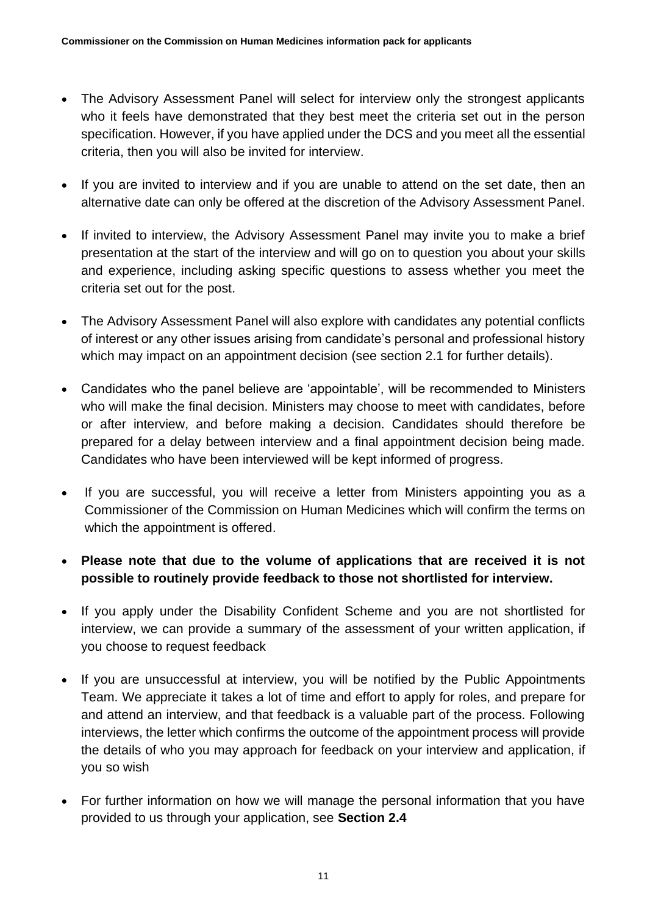- The Advisory Assessment Panel will select for interview only the strongest applicants who it feels have demonstrated that they best meet the criteria set out in the person specification. However, if you have applied under the DCS and you meet all the essential criteria, then you will also be invited for interview.

- If you are invited to interview and if you are unable to attend on the set date, then an alternative date can only be offered at the discretion of the Advisory Assessment Panel.

- If invited to interview, the Advisory Assessment Panel may invite you to make a brief presentation at the start of the interview and will go on to question you about your skills and experience, including asking specific questions to assess whether you meet the criteria set out for the post.

- The Advisory Assessment Panel will also explore with candidates any potential conflicts of interest or any other issues arising from candidate's personal and professional history which may impact on an appointment decision (see section 2.1 for further details).

- Candidates who the panel believe are 'appointable', will be recommended to Ministers who will make the final decision. Ministers may choose to meet with candidates, before or after interview, and before making a decision. Candidates should therefore be prepared for a delay between interview and a final appointment decision being made. Candidates who have been interviewed will be kept informed of progress.

- If you are successful, you will receive a letter from Ministers appointing you as a Commissioner of the Commission on Human Medicines which will confirm the terms on which the appointment is offered.

- **Please note that due to the volume of applications that are received it is not possible to routinely provide feedback to those not shortlisted for interview.**

- If you apply under the Disability Confident Scheme and you are not shortlisted for interview, we can provide a summary of the assessment of your written application, if you choose to request feedback

- If you are unsuccessful at interview, you will be notified by the Public Appointments Team. We appreciate it takes a lot of time and effort to apply for roles, and prepare for and attend an interview, and that feedback is a valuable part of the process. Following interviews, the letter which confirms the outcome of the appointment process will provide the details of who you may approach for feedback on your interview and application, if you so wish

- For further information on how we will manage the personal information that you have provided to us through your application, see **Section 2.4**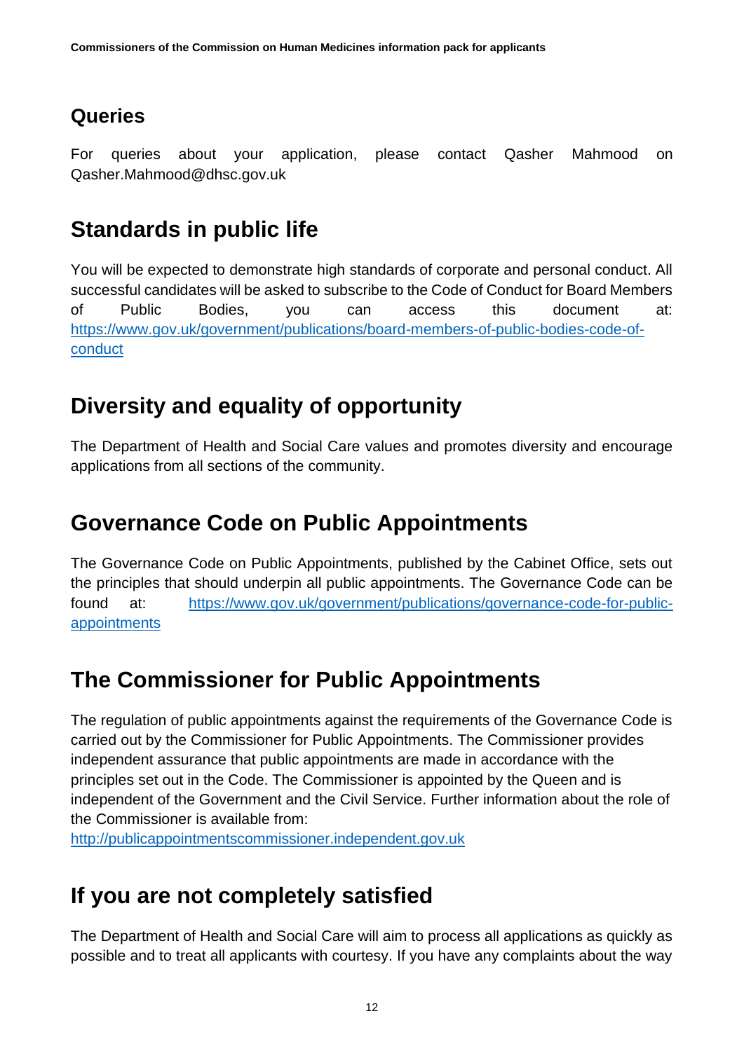## Queries

For queries about your application, please contact Qasher Mahmood on Qasher.Mahmood@dhsc.gov.uk

## Standards in public life

You will be expected to demonstrate high standards of corporate and personal conduct. All successful candidates will be asked to subscribe to the Code of Conduct for Board Members of Public Bodies, you can access this document at: [https://www.gov.uk/government/publications/board-members-of-public-bodies-code-of-conduct](https://www.gov.uk/government/publications/board-members-of-public-bodies-code-of-conduct)

## Diversity and equality of opportunity

The Department of Health and Social Care values and promotes diversity and encourage applications from all sections of the community.

## Governance Code on Public Appointments

The Governance Code on Public Appointments, published by the Cabinet Office, sets out the principles that should underpin all public appointments. The Governance Code can be found at: [https://www.gov.uk/government/publications/governance-code-for-public-appointments](https://www.gov.uk/government/publications/governance-code-for-public-appointments)

## The Commissioner for Public Appointments

The regulation of public appointments against the requirements of the Governance Code is carried out by the Commissioner for Public Appointments. The Commissioner provides independent assurance that public appointments are made in accordance with the principles set out in the Code. The Commissioner is appointed by the Queen and is independent of the Government and the Civil Service. Further information about the role of the Commissioner is available from: [http://publicappointmentscommissioner.independent.gov.uk](http://publicappointmentscommissioner.independent.gov.uk)

## If you are not completely satisfied

The Department of Health and Social Care will aim to process all applications as quickly as possible and to treat all applicants with courtesy. If you have any complaints about the way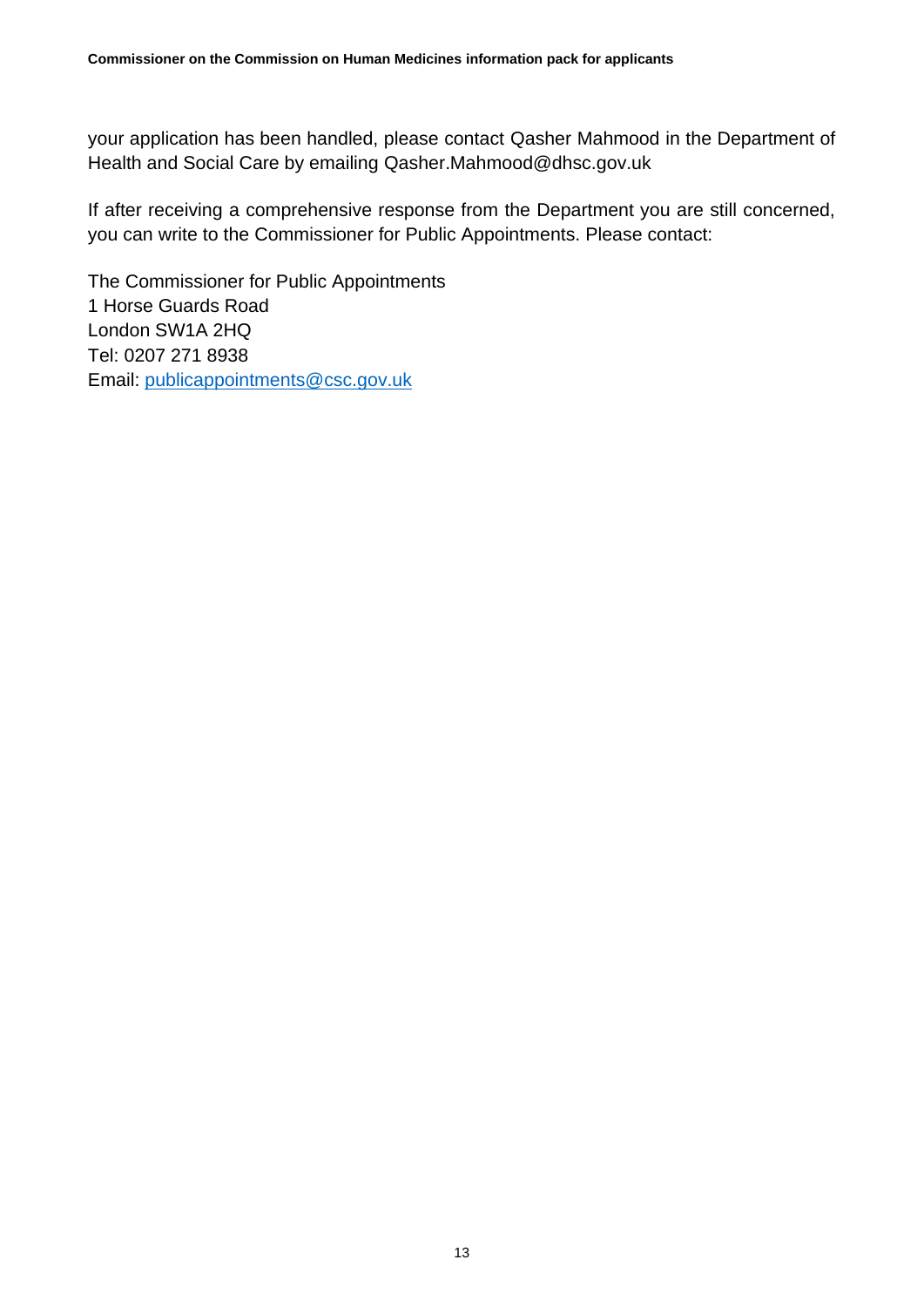your application has been handled, please contact Qasher Mahmood in the Department of Health and Social Care by emailing Qasher.Mahmood@dhsc.gov.uk

If after receiving a comprehensive response from the Department you are still concerned, you can write to the Commissioner for Public Appointments. Please contact:

The Commissioner for Public Appointments  
1 Horse Guards Road  
London SW1A 2HQ  
Tel: 0207 271 8938  
Email: publicappointments@csc.gov.uk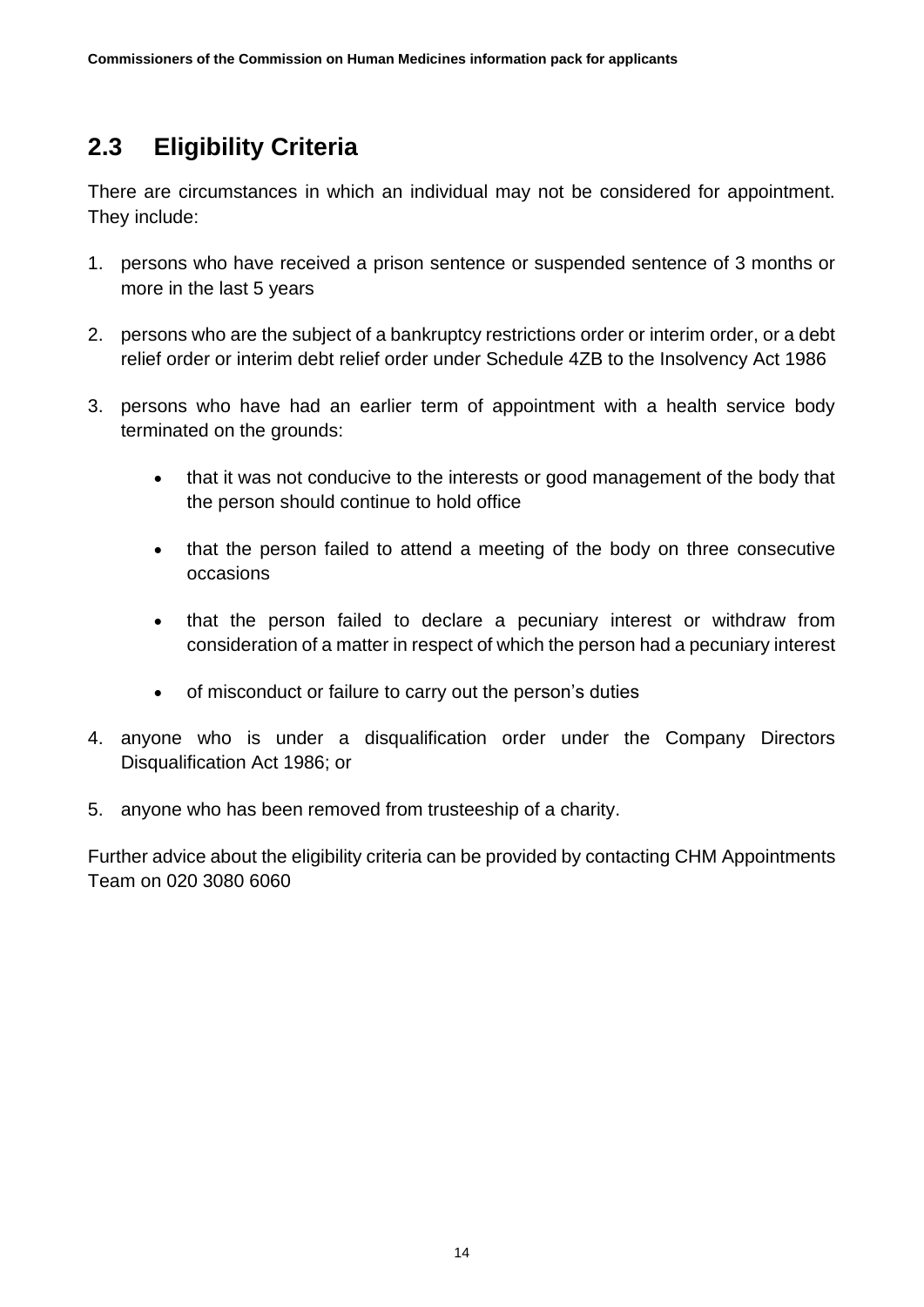## 2.3 Eligibility Criteria

There are circumstances in which an individual may not be considered for appointment. They include:

1. persons who have received a prison sentence or suspended sentence of 3 months or more in the last 5 years

2. persons who are the subject of a bankruptcy restrictions order or interim order, or a debt relief order or interim debt relief order under Schedule 4ZB to the Insolvency Act 1986

3. persons who have had an earlier term of appointment with a health service body terminated on the grounds:

    - that it was not conducive to the interests or good management of the body that the person should continue to hold office

    - that the person failed to attend a meeting of the body on three consecutive occasions

    - that the person failed to declare a pecuniary interest or withdraw from consideration of a matter in respect of which the person had a pecuniary interest

    - of misconduct or failure to carry out the person's duties

4. anyone who is under a disqualification order under the Company Directors Disqualification Act 1986; or

5. anyone who has been removed from trusteeship of a charity.

Further advice about the eligibility criteria can be provided by contacting CHM Appointments Team on 020 3080 6060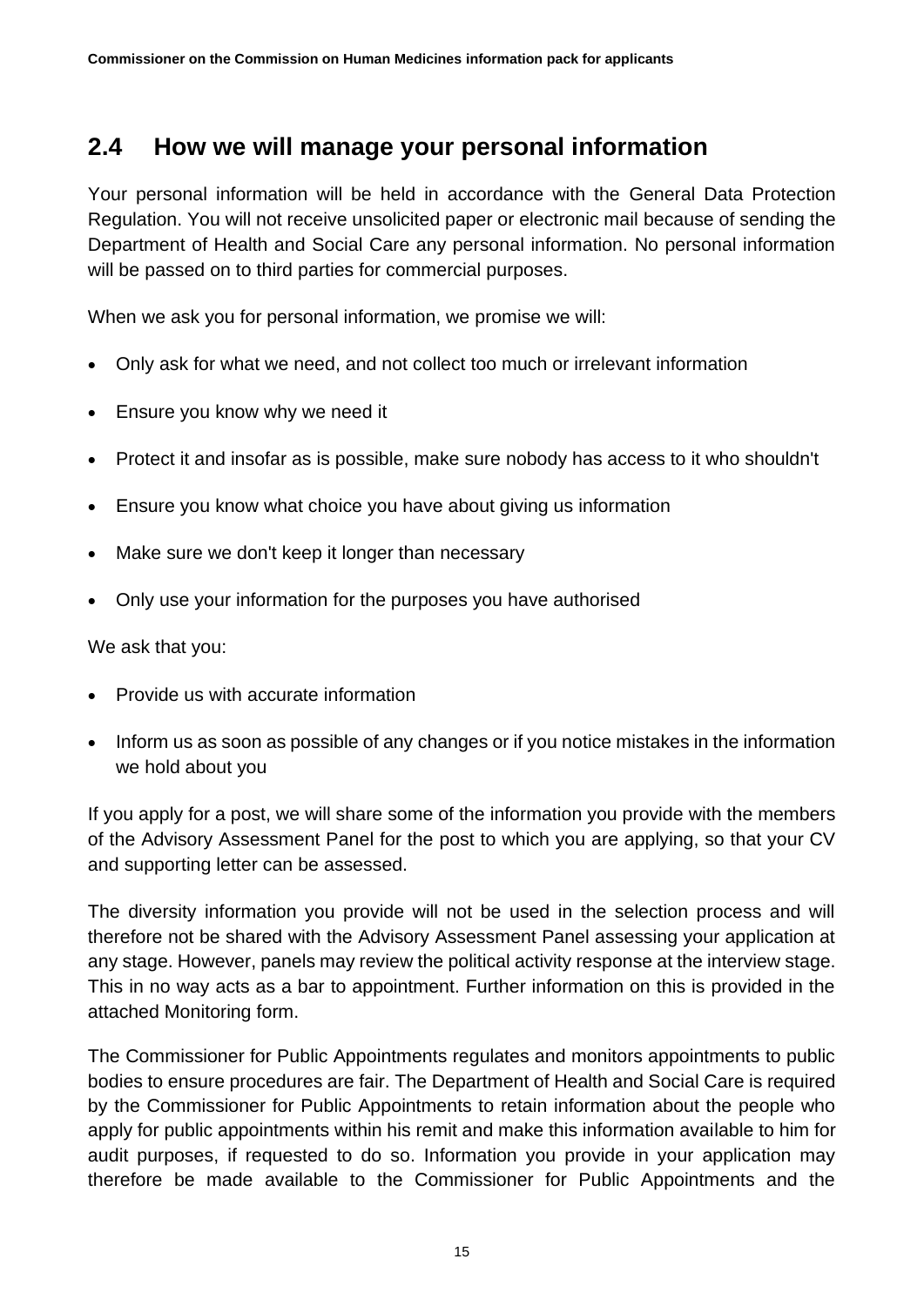## 2.4 How we will manage your personal information

Your personal information will be held in accordance with the General Data Protection Regulation. You will not receive unsolicited paper or electronic mail because of sending the Department of Health and Social Care any personal information. No personal information will be passed on to third parties for commercial purposes.

When we ask you for personal information, we promise we will:

- Only ask for what we need, and not collect too much or irrelevant information
- Ensure you know why we need it
- Protect it and insofar as is possible, make sure nobody has access to it who shouldn't
- Ensure you know what choice you have about giving us information
- Make sure we don't keep it longer than necessary
- Only use your information for the purposes you have authorised

We ask that you:

- Provide us with accurate information
- Inform us as soon as possible of any changes or if you notice mistakes in the information we hold about you

If you apply for a post, we will share some of the information you provide with the members of the Advisory Assessment Panel for the post to which you are applying, so that your CV and supporting letter can be assessed.

The diversity information you provide will not be used in the selection process and will therefore not be shared with the Advisory Assessment Panel assessing your application at any stage. However, panels may review the political activity response at the interview stage. This in no way acts as a bar to appointment. Further information on this is provided in the attached Monitoring form.

The Commissioner for Public Appointments regulates and monitors appointments to public bodies to ensure procedures are fair. The Department of Health and Social Care is required by the Commissioner for Public Appointments to retain information about the people who apply for public appointments within his remit and make this information available to him for audit purposes, if requested to do so. Information you provide in your application may therefore be made available to the Commissioner for Public Appointments and the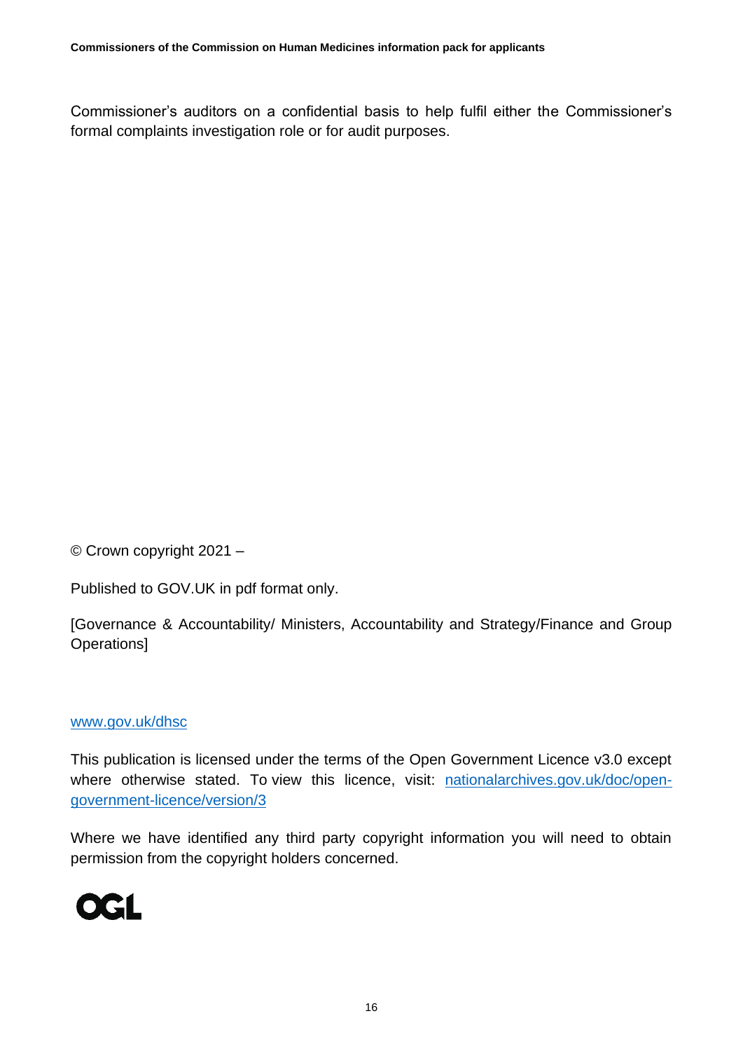Commissioner's auditors on a confidential basis to help fulfil either the Commissioner's formal complaints investigation role or for audit purposes.

© Crown copyright 2021 –

Published to GOV.UK in pdf format only.

[Governance & Accountability/ Ministers, Accountability and Strategy/Finance and Group Operations]

[www.gov.uk/dhsc](http://www.gov.uk/dhsc)

This publication is licensed under the terms of the Open Government Licence v3.0 except where otherwise stated. To view this licence, visit: [nationalarchives.gov.uk/doc/open-government-licence/version/3](http://nationalarchives.gov.uk/doc/open-government-licence/version/3)

Where we have identified any third party copyright information you will need to obtain permission from the copyright holders concerned.

OGL